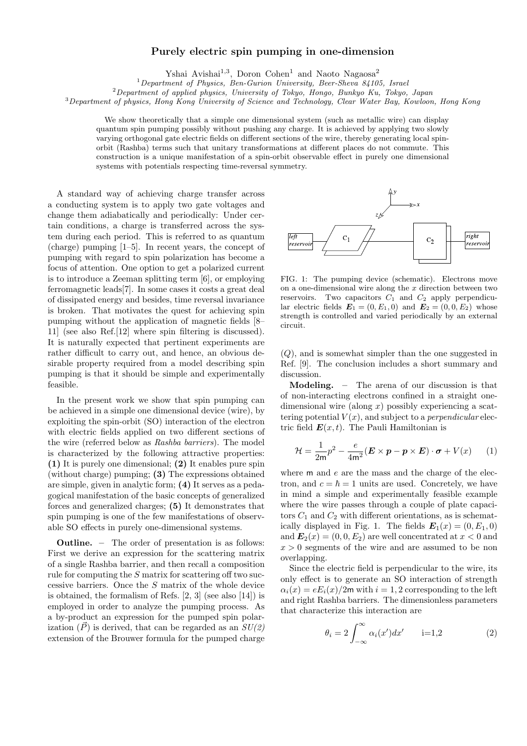# Purely electric spin pumping in one-dimension

Yshai Avishai[1,3], Doron Cohen[1] and Naoto Nagaosa[2]

[1] *Department of Physics, Ben-Gurion University, Beer-Sheva 84105, Israel*
[2] *Department of applied physics, University of Tokyo, Hongo, Bunkyo Ku, Tokyo, Japan*
[3] *Department of physics, Hong Kong University of Science and Technology, Clear Water Bay, Kowloon, Hong Kong*

We show theoretically that a simple one dimensional system (such as metallic wire) can display quantum spin pumping possibly without pushing any charge. It is achieved by applying two slowly varying orthogonal gate electric fields on different sections of the wire, thereby generating local spin-orbit (Rashba) terms such that unitary transformations at different places do not commute. This construction is a unique manifestation of a spin-orbit observable effect in purely one dimensional systems with potentials respecting time-reversal symmetry.

A standard way of achieving charge transfer across a conducting system is to apply two gate voltages and change them adiabatically and periodically: Under certain conditions, a charge is transferred across the system during each period. This is referred to as quantum (charge) pumping [1–5]. In recent years, the concept of pumping with regard to spin polarization has become a focus of attention. One option to get a polarized current is to introduce a Zeeman splitting term [6], or employing ferromagnetic leads[7]. In some cases it costs a great deal of dissipated energy and besides, time reversal invariance is broken. That motivates the quest for achieving spin pumping without the application of magnetic fields [8–11] (see also Ref.[12] where spin filtering is discussed). It is naturally expected that pertinent experiments are rather difficult to carry out, and hence, an obvious desirable property required from a model describing spin pumping is that it should be simple and experimentally feasible.

In the present work we show that spin pumping can be achieved in a simple one dimensional device (wire), by exploiting the spin-orbit (SO) interaction of the electron with electric fields applied on two different sections of the wire (referred below as *Rashba barriers*). The model is characterized by the following attractive properties: **(1)** It is purely one dimensional; **(2)** It enables pure spin (without charge) pumping; **(3)** The expressions obtained are simple, given in analytic form; **(4)** It serves as a pedagogical manifestation of the basic concepts of generalized forces and generalized charges; **(5)** It demonstrates that spin pumping is one of the few manifestations of observable SO effects in purely one-dimensional systems.

**Outline.** – The order of presentation is as follows: First we derive an expression for the scattering matrix of a single Rashba barrier, and then recall a composition rule for computing the $S$ matrix for scattering off two successive barriers. Once the $S$ matrix of the whole device is obtained, the formalism of Refs. [2, 3] (see also [14]) is employed in order to analyze the pumping process. As a by-product an expression for the pumped spin polarization ($\vec{P}$) is derived, that can be regarded as an *SU(2)* extension of the Brouwer formula for the pumped charge ($Q$), and is somewhat simpler than the one suggested in Ref. [9]. The conclusion includes a short summary and discussion.

FIG. 1: The pumping device (schematic). Electrons move on a one-dimensional wire along the $x$ direction between two reservoirs. Two capacitors $C_1$ and $C_2$ apply perpendicular electric fields $\boldsymbol{E}_1 = (0, E_1, 0)$ and $\boldsymbol{E}_2 = (0, 0, E_2)$ whose strength is controlled and varied periodically by an external circuit.

**Modeling.** – The arena of our discussion is that of non-interacting electrons confined in a straight one-dimensional wire (along $x$) possibly experiencing a scattering potential $V(x)$, and subject to a *perpendicular* electric field $\boldsymbol{E}(x, t)$. The Pauli Hamiltonian is

$$\mathcal{H} = \frac{1}{2\mathsf{m}}p^2 - \frac{e}{4\mathsf{m}^2}(\boldsymbol{E} \times \boldsymbol{p} - \boldsymbol{p} \times \boldsymbol{E}) \cdot \boldsymbol{\sigma} + V(x) \qquad (1)$$

where $\mathsf{m}$ and $e$ are the mass and the charge of the electron, and $c = \hbar = 1$ units are used. Concretely, we have in mind a simple and experimentally feasible example where the wire passes through a couple of plate capacitors $C_1$ and $C_2$ with different orientations, as is schematically displayed in Fig. 1. The fields $\boldsymbol{E}_1(x) = (0, E_1, 0)$ and $\boldsymbol{E}_2(x) = (0, 0, E_2)$ are well concentrated at $x < 0$ and $x > 0$ segments of the wire and are assumed to be non overlapping.

Since the electric field is perpendicular to the wire, its only effect is to generate an SO interaction of strength $\alpha_i(x) = eE_i(x)/2\mathsf{m}$ with $i = 1, 2$ corresponding to the left and right Rashba barriers. The dimensionless parameters that characterize this interaction are

$$\theta_i = 2\int_{-\infty}^{\infty} \alpha_i(x')dx' \qquad \text{i=1,2} \qquad (2)$$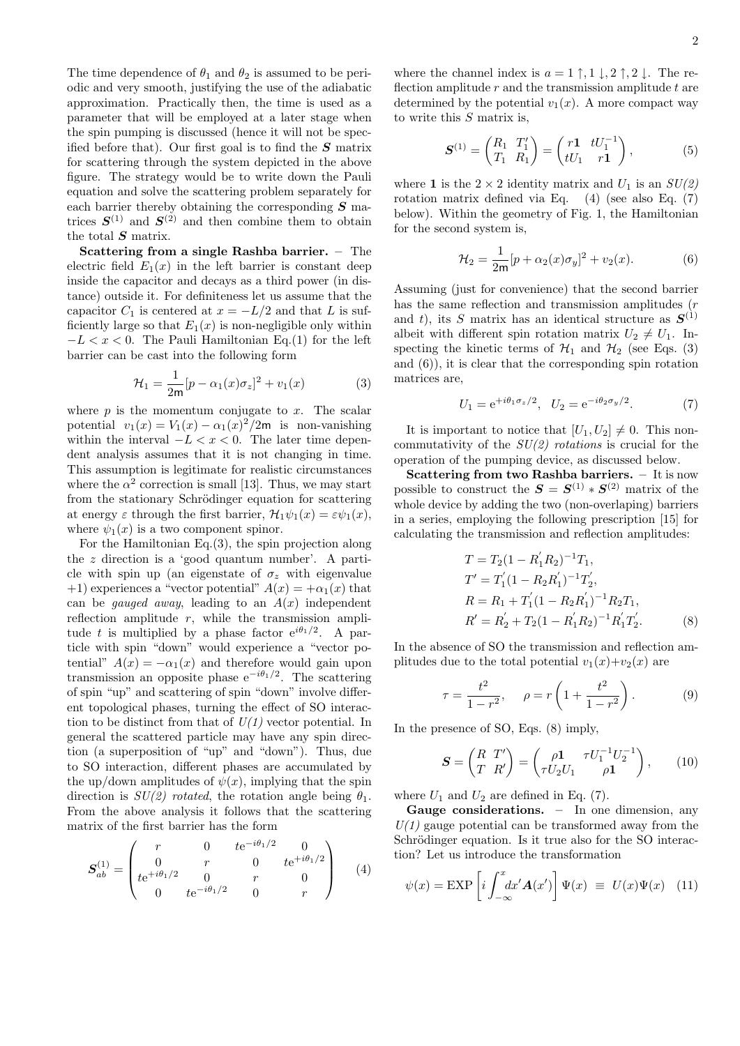The time dependence of $\theta_1$ and $\theta_2$ is assumed to be periodic and very smooth, justifying the use of the adiabatic approximation. Practically then, the time is used as a parameter that will be employed at a later stage when the spin pumping is discussed (hence it will not be specified before that). Our first goal is to find the $\boldsymbol{S}$ matrix for scattering through the system depicted in the above figure. The strategy would be to write down the Pauli equation and solve the scattering problem separately for each barrier thereby obtaining the corresponding $\boldsymbol{S}$ matrices $\boldsymbol{S}^{(1)}$ and $\boldsymbol{S}^{(2)}$ and then combine them to obtain the total $\boldsymbol{S}$ matrix.

**Scattering from a single Rashba barrier.** – The electric field $E_1(x)$ in the left barrier is constant deep inside the capacitor and decays as a third power (in distance) outside it. For definiteness let us assume that the capacitor $C_1$ is centered at $x = -L/2$ and that $L$ is sufficiently large so that $E_1(x)$ is non-negligible only within $-L < x < 0$. The Pauli Hamiltonian Eq.(1) for the left barrier can be cast into the following form

$$\mathcal{H}_1 = \frac{1}{2\mathsf{m}}[p - \alpha_1(x)\sigma_z]^2 + v_1(x) \tag{3}$$

where $p$ is the momentum conjugate to $x$. The scalar potential $v_1(x) = V_1(x) - \alpha_1(x)^2/2\mathsf{m}$ is non-vanishing within the interval $-L < x < 0$. The later time dependent analysis assumes that it is not changing in time. This assumption is legitimate for realistic circumstances where the $\alpha^2$ correction is small [13]. Thus, we may start from the stationary Schrödinger equation for scattering at energy $\varepsilon$ through the first barrier, $\mathcal{H}_1\psi_1(x) = \varepsilon\psi_1(x)$, where $\psi_1(x)$ is a two component spinor.

For the Hamiltonian Eq.(3), the spin projection along the $z$ direction is a 'good quantum number'. A particle with spin up (an eigenstate of $\sigma_z$ with eigenvalue $+1$) experiences a "vector potential" $A(x) = +\alpha_1(x)$ that can be *gauged away*, leading to an $A(x)$ independent reflection amplitude $r$, while the transmission amplitude $t$ is multiplied by a phase factor $e^{i\theta_1/2}$. A particle with spin "down" would experience a "vector potential" $A(x) = -\alpha_1(x)$ and therefore would gain upon transmission an opposite phase $e^{-i\theta_1/2}$. The scattering of spin "up" and scattering of spin "down" involve different topological phases, turning the effect of SO interaction to be distinct from that of *U(1)* vector potential. In general the scattered particle may have any spin direction (a superposition of "up" and "down"). Thus, due to SO interaction, different phases are accumulated by the up/down amplitudes of $\psi(x)$, implying that the spin direction is *SU(2) rotated*, the rotation angle being $\theta_1$. From the above analysis it follows that the scattering matrix of the first barrier has the form

$$\boldsymbol{S}^{(1)}_{ab} = \begin{pmatrix} r & 0 & te^{-i\theta_1/2} & 0 \\ 0 & r & 0 & te^{+i\theta_1/2} \\ te^{+i\theta_1/2} & 0 & r & 0 \\ 0 & te^{-i\theta_1/2} & 0 & r \end{pmatrix} \tag{4}$$

where the channel index is $a = 1\uparrow, 1\downarrow, 2\uparrow, 2\downarrow$. The reflection amplitude $r$ and the transmission amplitude $t$ are determined by the potential $v_1(x)$. A more compact way to write this $S$ matrix is,

$$\boldsymbol{S}^{(1)} = \begin{pmatrix} R_1 & T_1' \\ T_1 & R_1 \end{pmatrix} = \begin{pmatrix} r\mathbf{1} & tU_1^{-1} \\ tU_1 & r\mathbf{1} \end{pmatrix}, \tag{5}$$

where $\mathbf{1}$ is the $2\times 2$ identity matrix and $U_1$ is an *SU(2)* rotation matrix defined via Eq. (4) (see also Eq. (7) below). Within the geometry of Fig. 1, the Hamiltonian for the second system is,

$$\mathcal{H}_2 = \frac{1}{2\mathsf{m}}[p + \alpha_2(x)\sigma_y]^2 + v_2(x). \tag{6}$$

Assuming (just for convenience) that the second barrier has the same reflection and transmission amplitudes ($r$ and $t$), its $S$ matrix has an identical structure as $\boldsymbol{S}^{(1)}$ albeit with different spin rotation matrix $U_2 \neq U_1$. Inspecting the kinetic terms of $\mathcal{H}_1$ and $\mathcal{H}_2$ (see Eqs. (3) and (6)), it is clear that the corresponding spin rotation matrices are,

$$U_1 = e^{+i\theta_1\sigma_z/2}, \quad U_2 = e^{-i\theta_2\sigma_y/2}. \tag{7}$$

It is important to notice that $[U_1, U_2] \neq 0$. This non-commutativity of the *SU(2) rotations* is crucial for the operation of the pumping device, as discussed below.

**Scattering from two Rashba barriers.** – It is now possible to construct the $\boldsymbol{S} = \boldsymbol{S}^{(1)} * \boldsymbol{S}^{(2)}$ matrix of the whole device by adding the two (non-overlaping) barriers in a series, employing the following prescription [15] for calculating the transmission and reflection amplitudes:

$$\begin{aligned}
T &= T_2(1 - R_1'R_2)^{-1}T_1, \\
T' &= T_1'(1 - R_2R_1')^{-1}T_2', \\
R &= R_1 + T_1'(1 - R_2R_1')^{-1}R_2T_1, \\
R' &= R_2' + T_2(1 - R_1'R_2)^{-1}R_1'T_2'.
\end{aligned} \tag{8}$$

In the absence of SO the transmission and reflection amplitudes due to the total potential $v_1(x)+v_2(x)$ are

$$\tau = \frac{t^2}{1 - r^2}, \quad \rho = r\left(1 + \frac{t^2}{1 - r^2}\right). \tag{9}$$

In the presence of SO, Eqs. (8) imply,

$$\boldsymbol{S} = \begin{pmatrix} R & T' \\ T & R' \end{pmatrix} = \begin{pmatrix} \rho\mathbf{1} & \tau U_1^{-1}U_2^{-1} \\ \tau U_2U_1 & \rho\mathbf{1} \end{pmatrix}, \tag{10}$$

where $U_1$ and $U_2$ are defined in Eq. (7).

**Gauge considerations.** – In one dimension, any *U(1)* gauge potential can be transformed away from the Schrödinger equation. Is it true also for the SO interaction? Let us introduce the transformation

$$\psi(x) = \text{EXP}\left[i\int_{-\infty}^{x} dx'\boldsymbol{A}(x')\right]\Psi(x) \;\equiv\; U(x)\Psi(x) \tag{11}$$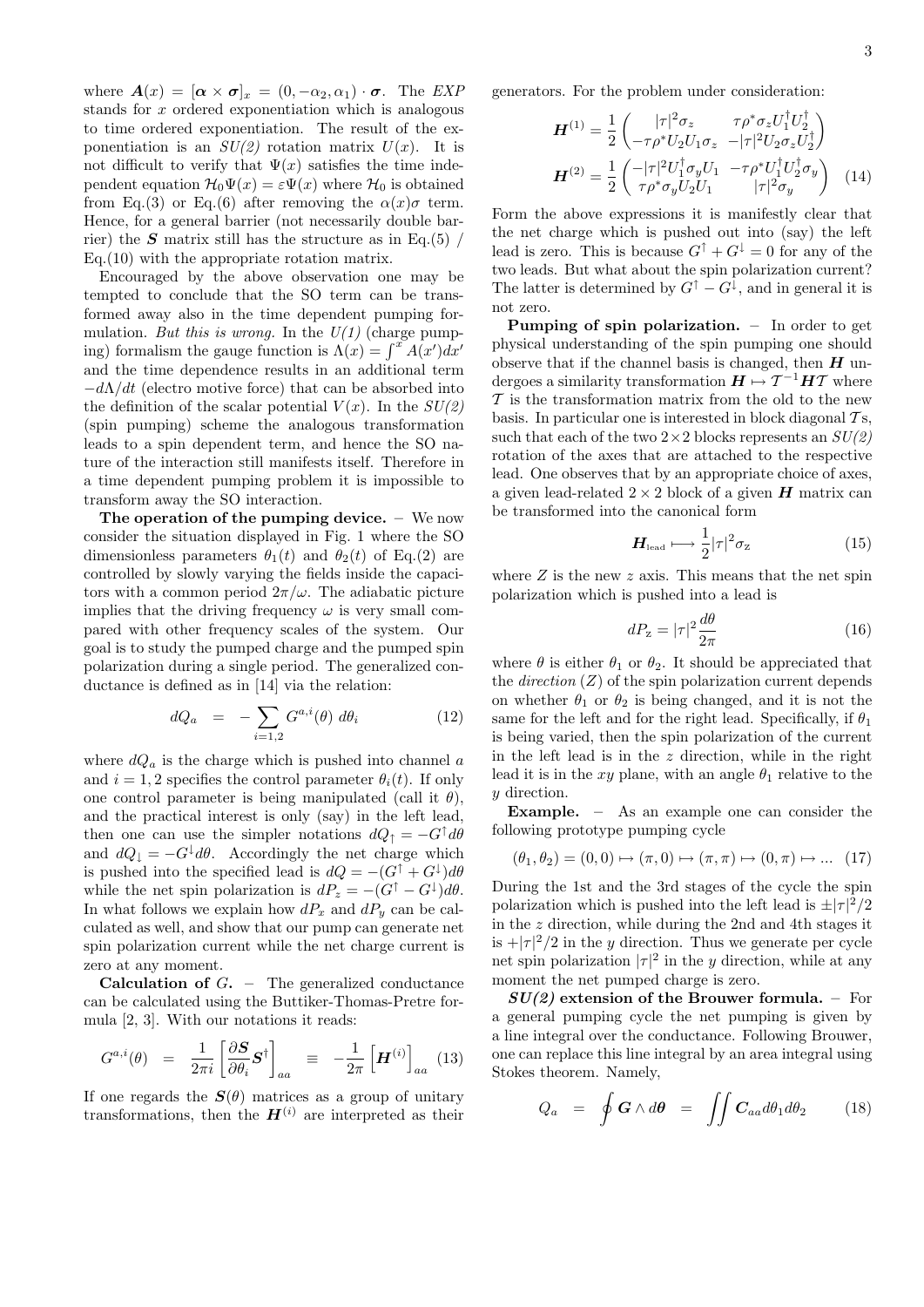where $\boldsymbol{A}(x) = [\boldsymbol{\alpha} \times \boldsymbol{\sigma}]_x = (0, -\alpha_2, \alpha_1) \cdot \boldsymbol{\sigma}$. The *EXP* stands for $x$ ordered exponentiation which is analogous to time ordered exponentiation. The result of the exponentiation is an *SU(2)* rotation matrix $U(x)$. It is not difficult to verify that $\Psi(x)$ satisfies the time independent equation $\mathcal{H}_0\Psi(x) = \varepsilon\Psi(x)$ where $\mathcal{H}_0$ is obtained from Eq.(3) or Eq.(6) after removing the $\alpha(x)\sigma$ term. Hence, for a general barrier (not necessarily double barrier) the $\boldsymbol{S}$ matrix still has the structure as in Eq.(5) / Eq.(10) with the appropriate rotation matrix.

Encouraged by the above observation one may be tempted to conclude that the SO term can be transformed away also in the time dependent pumping formulation. *But this is wrong.* In the *U(1)* (charge pumping) formalism the gauge function is $\Lambda(x) = \int^x A(x')dx'$ and the time dependence results in an additional term $-d\Lambda/dt$ (electro motive force) that can be absorbed into the definition of the scalar potential $V(x)$. In the *SU(2)* (spin pumping) scheme the analogous transformation leads to a spin dependent term, and hence the SO nature of the interaction still manifests itself. Therefore in a time dependent pumping problem it is impossible to transform away the SO interaction.

**The operation of the pumping device.** – We now consider the situation displayed in Fig. 1 where the SO dimensionless parameters $\theta_1(t)$ and $\theta_2(t)$ of Eq.(2) are controlled by slowly varying the fields inside the capacitors with a common period $2\pi/\omega$. The adiabatic picture implies that the driving frequency $\omega$ is very small compared with other frequency scales of the system. Our goal is to study the pumped charge and the pumped spin polarization during a single period. The generalized conductance is defined as in [14] via the relation:

$$dQ_a \quad = \quad -\sum_{i=1,2} G^{a,i}(\theta)\ d\theta_i \qquad (12)$$

where $dQ_a$ is the charge which is pushed into channel $a$ and $i = 1, 2$ specifies the control parameter $\theta_i(t)$. If only one control parameter is being manipulated (call it $\theta$), and the practical interest is only (say) in the left lead, then one can use the simpler notations $dQ_\uparrow = -G^\uparrow d\theta$ and $dQ_\downarrow = -G^\downarrow d\theta$. Accordingly the net charge which is pushed into the specified lead is $dQ = -(G^\uparrow + G^\downarrow)d\theta$ while the net spin polarization is $dP_z = -(G^\uparrow - G^\downarrow)d\theta$. In what follows we explain how $dP_x$ and $dP_y$ can be calculated as well, and show that our pump can generate net spin polarization current while the net charge current is zero at any moment.

**Calculation of** $G$. – The generalized conductance can be calculated using the Buttiker-Thomas-Pretre formula [2, 3]. With our notations it reads:

$$G^{a,i}(\theta) \quad = \quad \frac{1}{2\pi i}\left[\frac{\partial \boldsymbol{S}}{\partial \theta_i}\boldsymbol{S}^\dagger\right]_{aa} \quad \equiv \quad -\frac{1}{2\pi}\left[\boldsymbol{H}^{(i)}\right]_{aa} \qquad (13)$$

If one regards the $\boldsymbol{S}(\theta)$ matrices as a group of unitary transformations, then the $\boldsymbol{H}^{(i)}$ are interpreted as their generators. For the problem under consideration:

$$\boldsymbol{H}^{(1)} = \frac{1}{2}\begin{pmatrix} |\tau|^2\sigma_z & \tau\rho^*\sigma_z U_1^\dagger U_2^\dagger \\ -\tau\rho^* U_2 U_1 \sigma_z & -|\tau|^2 U_2 \sigma_z U_2^\dagger \end{pmatrix}$$

$$\boldsymbol{H}^{(2)} = \frac{1}{2}\begin{pmatrix} -|\tau|^2 U_1^\dagger \sigma_y U_1 & -\tau\rho^* U_1^\dagger U_2^\dagger \sigma_y \\ \tau\rho^* \sigma_y U_2 U_1 & |\tau|^2\sigma_y \end{pmatrix} \qquad (14)$$

Form the above expressions it is manifestly clear that the net charge which is pushed out into (say) the left lead is zero. This is because $G^\uparrow + G^\downarrow = 0$ for any of the two leads. But what about the spin polarization current? The latter is determined by $G^\uparrow - G^\downarrow$, and in general it is not zero.

**Pumping of spin polarization.** – In order to get physical understanding of the spin pumping one should observe that if the channel basis is changed, then $\boldsymbol{H}$ undergoes a similarity transformation $\boldsymbol{H} \mapsto \mathcal{T}^{-1}\boldsymbol{H}\mathcal{T}$ where $\mathcal{T}$ is the transformation matrix from the old to the new basis. In particular one is interested in block diagonal $\mathcal{T}$s, such that each of the two $2\times2$ blocks represents an *SU(2)* rotation of the axes that are attached to the respective lead. One observes that by an appropriate choice of axes, a given lead-related $2 \times 2$ block of a given $\boldsymbol{H}$ matrix can be transformed into the canonical form

$$\boldsymbol{H}_{\text{lead}} \longmapsto \frac{1}{2}|\tau|^2\sigma_{\text{Z}} \qquad (15)$$

where $Z$ is the new $z$ axis. This means that the net spin polarization which is pushed into a lead is

$$dP_{\text{Z}} = |\tau|^2\frac{d\theta}{2\pi} \qquad (16)$$

where $\theta$ is either $\theta_1$ or $\theta_2$. It should be appreciated that the *direction* $(Z)$ of the spin polarization current depends on whether $\theta_1$ or $\theta_2$ is being changed, and it is not the same for the left and for the right lead. Specifically, if $\theta_1$ is being varied, then the spin polarization of the current in the left lead is in the $z$ direction, while in the right lead it is in the $xy$ plane, with an angle $\theta_1$ relative to the $y$ direction.

**Example.** – As an example one can consider the following prototype pumping cycle

$$(\theta_1, \theta_2) = (0, 0) \mapsto (\pi, 0) \mapsto (\pi, \pi) \mapsto (0, \pi) \mapsto ... \quad (17)$$

During the 1st and the 3rd stages of the cycle the spin polarization which is pushed into the left lead is $\pm|\tau|^2/2$ in the $z$ direction, while during the 2nd and 4th stages it is $+|\tau|^2/2$ in the $y$ direction. Thus we generate per cycle net spin polarization $|\tau|^2$ in the $y$ direction, while at any moment the net pumped charge is zero.

***SU(2)* extension of the Brouwer formula.** – For a general pumping cycle the net pumping is given by a line integral over the conductance. Following Brouwer, one can replace this line integral by an area integral using Stokes theorem. Namely,

$$Q_a \quad = \quad \oint \boldsymbol{G} \wedge d\boldsymbol{\theta} \quad = \quad \iint \boldsymbol{C}_{aa} d\theta_1 d\theta_2 \qquad (18)$$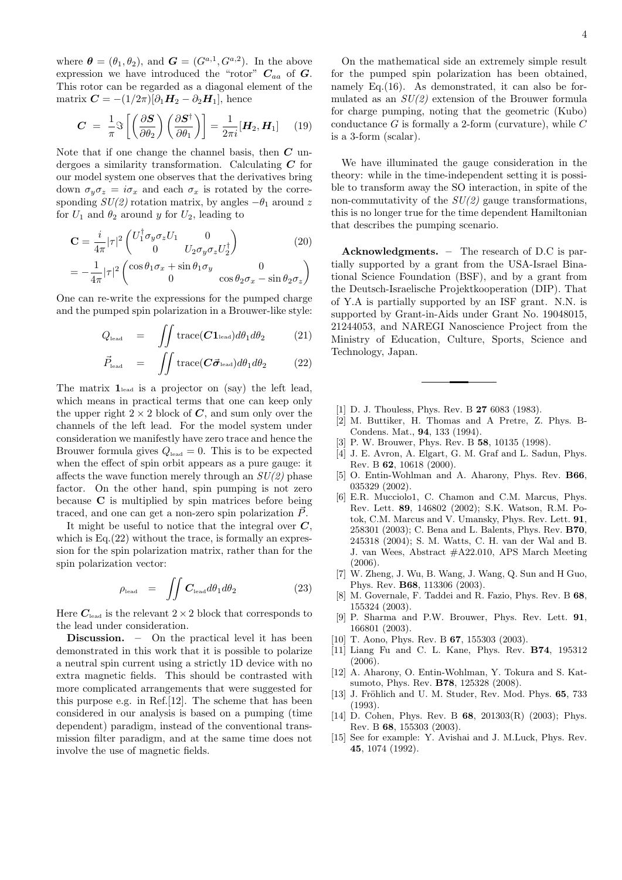where $\boldsymbol{\theta} = (\theta_1, \theta_2)$, and $\boldsymbol{G} = (G^{a,1}, G^{a,2})$. In the above expression we have introduced the "rotor" $\boldsymbol{C}_{aa}$ of $\boldsymbol{G}$. This rotor can be regarded as a diagonal element of the matrix $\boldsymbol{C} = -(1/2\pi)[\partial_1 \boldsymbol{H}_2 - \partial_2 \boldsymbol{H}_1]$, hence

$$\boldsymbol{C} \;=\; \frac{1}{\pi}\Im\left[\left(\frac{\partial \boldsymbol{S}}{\partial \theta_2}\right)\left(\frac{\partial \boldsymbol{S}^\dagger}{\partial \theta_1}\right)\right] = \frac{1}{2\pi i}[\boldsymbol{H}_2, \boldsymbol{H}_1] \qquad (19)$$

Note that if one change the channel basis, then $\boldsymbol{C}$ undergoes a similarity transformation. Calculating $\boldsymbol{C}$ for our model system one observes that the derivatives bring down $\sigma_y\sigma_z = i\sigma_x$ and each $\sigma_x$ is rotated by the corresponding *SU(2)* rotation matrix, by angles $-\theta_1$ around $z$ for $U_1$ and $\theta_2$ around $y$ for $U_2$, leading to

$$\mathbf{C} = \frac{i}{4\pi}|\tau|^2 \begin{pmatrix} U_1^\dagger \sigma_y \sigma_z U_1 & 0 \\ 0 & U_2 \sigma_y \sigma_z U_2^\dagger \end{pmatrix} \qquad (20)$$

$$= -\frac{1}{4\pi}|\tau|^2 \begin{pmatrix} \cos\theta_1 \sigma_x + \sin\theta_1 \sigma_y & 0 \\ 0 & \cos\theta_2\sigma_x - \sin\theta_2 \sigma_z \end{pmatrix}$$

One can re-write the expressions for the pumped charge and the pumped spin polarization in a Brouwer-like style:

$$Q_{\text{lead}} \;=\; \iint \text{trace}(\boldsymbol{C}\mathbf{1}_{\text{lead}}) d\theta_1 d\theta_2 \qquad (21)$$

$$\vec{P}_{\text{lead}} \;=\; \iint \text{trace}(\boldsymbol{C}\vec{\boldsymbol{\sigma}}_{\text{lead}}) d\theta_1 d\theta_2 \qquad (22)$$

The matrix $\mathbf{1}_{\text{lead}}$ is a projector on (say) the left lead, which means in practical terms that one can keep only the upper right $2\times 2$ block of $\boldsymbol{C}$, and sum only over the channels of the left lead. For the model system under consideration we manifestly have zero trace and hence the Brouwer formula gives $Q_{\text{lead}} = 0$. This is to be expected when the effect of spin orbit appears as a pure gauge: it affects the wave function merely through an *SU(2)* phase factor. On the other hand, spin pumping is not zero because $\mathbf{C}$ is multiplied by spin matrices before being traced, and one can get a non-zero spin polarization $\vec{P}$.

It might be useful to notice that the integral over $\boldsymbol{C}$, which is Eq.(22) without the trace, is formally an expression for the spin polarization matrix, rather than for the spin polarization vector:

$$\rho_{\text{lead}} \;=\; \iint \boldsymbol{C}_{\text{lead}} d\theta_1 d\theta_2 \qquad (23)$$

Here $\boldsymbol{C}_{\text{lead}}$ is the relevant $2\times 2$ block that corresponds to the lead under consideration.

**Discussion.** – On the practical level it has been demonstrated in this work that it is possible to polarize a neutral spin current using a strictly 1D device with no extra magnetic fields. This should be contrasted with more complicated arrangements that were suggested for this purpose e.g. in Ref.[12]. The scheme that has been considered in our analysis is based on a pumping (time dependent) paradigm, instead of the conventional transmission filter paradigm, and at the same time does not involve the use of magnetic fields.

On the mathematical side an extremely simple result for the pumped spin polarization has been obtained, namely Eq.(16). As demonstrated, it can also be formulated as an *SU(2)* extension of the Brouwer formula for charge pumping, noting that the geometric (Kubo) conductance $G$ is formally a 2-form (curvature), while $C$ is a 3-form (scalar).

We have illuminated the gauge consideration in the theory: while in the time-independent setting it is possible to transform away the SO interaction, in spite of the non-commutativity of the *SU(2)* gauge transformations, this is no longer true for the time dependent Hamiltonian that describes the pumping scenario.

**Acknowledgments.** – The research of D.C is partially supported by a grant from the USA-Israel Binational Science Foundation (BSF), and by a grant from the Deutsch-Israelische Projektkooperation (DIP). That of Y.A is partially supported by an ISF grant. N.N. is supported by Grant-in-Aids under Grant No. 19048015, 21244053, and NAREGI Nanoscience Project from the Ministry of Education, Culture, Sports, Science and Technology, Japan.

---

[1] D. J. Thouless, Phys. Rev. B **27** 6083 (1983).
[2] M. Buttiker, H. Thomas and A Pretre, Z. Phys. B-Condens. Mat., **94**, 133 (1994).
[3] P. W. Brouwer, Phys. Rev. B **58**, 10135 (1998).
[4] J. E. Avron, A. Elgart, G. M. Graf and L. Sadun, Phys. Rev. B **62**, 10618 (2000).
[5] O. Entin-Wohlman and A. Aharony, Phys. Rev. **B66**, 035329 (2002).
[6] E.R. Mucciolo1, C. Chamon and C.M. Marcus, Phys. Rev. Lett. **89**, 146802 (2002); S.K. Watson, R.M. Potok, C.M. Marcus and V. Umansky, Phys. Rev. Lett. **91**, 258301 (2003); C. Bena and L. Balents, Phys. Rev. **B70**, 245318 (2004); S. M. Watts, C. H. van der Wal and B. J. van Wees, Abstract #A22.010, APS March Meeting (2006).
[7] W. Zheng, J. Wu, B. Wang, J. Wang, Q. Sun and H Guo, Phys. Rev. **B68**, 113306 (2003).
[8] M. Governale, F. Taddei and R. Fazio, Phys. Rev. B **68**, 155324 (2003).
[9] P. Sharma and P.W. Brouwer, Phys. Rev. Lett. **91**, 166801 (2003).
[10] T. Aono, Phys. Rev. B **67**, 155303 (2003).
[11] Liang Fu and C. L. Kane, Phys. Rev. **B74**, 195312 (2006).
[12] A. Aharony, O. Entin-Wohlman, Y. Tokura and S. Katsumoto, Phys. Rev. **B78**, 125328 (2008).
[13] J. Fröhlich and U. M. Studer, Rev. Mod. Phys. **65**, 733 (1993).
[14] D. Cohen, Phys. Rev. B **68**, 201303(R) (2003); Phys. Rev. B **68**, 155303 (2003).
[15] See for example: Y. Avishai and J. M.Luck, Phys. Rev. **45**, 1074 (1992).